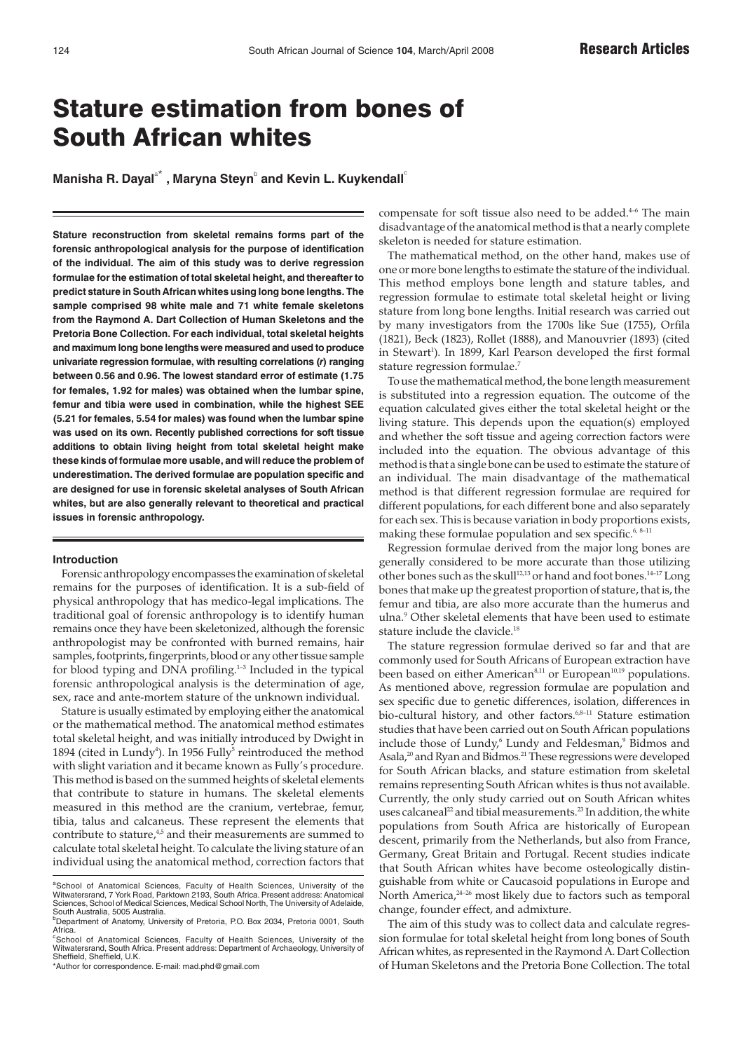# Stature estimation from bones of South African whites

**Manisha R. Dayal[a*], Maryna Steyn[b] and Kevin L. Kuykendall[c]**

**Stature reconstruction from skeletal remains forms part of the forensic anthropological analysis for the purpose of identification of the individual. The aim of this study was to derive regression formulae for the estimation of total skeletal height, and thereafter to predict stature in South African whites using long bone lengths. The sample comprised 98 white male and 71 white female skeletons from the Raymond A. Dart Collection of Human Skeletons and the Pretoria Bone Collection. For each individual, total skeletal heights and maximum long bone lengths were measured and used to produce univariate regression formulae, with resulting correlations (*r*) ranging between 0.56 and 0.96. The lowest standard error of estimate (1.75 for females, 1.92 for males) was obtained when the lumbar spine, femur and tibia were used in combination, while the highest SEE (5.21 for females, 5.54 for males) was found when the lumbar spine was used on its own. Recently published corrections for soft tissue additions to obtain living height from total skeletal height make these kinds of formulae more usable, and will reduce the problem of underestimation. The derived formulae are population specific and are designed for use in forensic skeletal analyses of South African whites, but are also generally relevant to theoretical and practical issues in forensic anthropology.**

## Introduction

Forensic anthropology encompasses the examination of skeletal remains for the purposes of identification. It is a sub-field of physical anthropology that has medico-legal implications. The traditional goal of forensic anthropology is to identify human remains once they have been skeletonized, although the forensic anthropologist may be confronted with burned remains, hair samples, footprints, fingerprints, blood or any other tissue sample for blood typing and DNA profiling.[1–3] Included in the typical forensic anthropological analysis is the determination of age, sex, race and ante-mortem stature of the unknown individual.

Stature is usually estimated by employing either the anatomical or the mathematical method. The anatomical method estimates total skeletal height, and was initially introduced by Dwight in 1894 (cited in Lundy[4]). In 1956 Fully[5] reintroduced the method with slight variation and it became known as Fully's procedure. This method is based on the summed heights of skeletal elements that contribute to stature in humans. The skeletal elements measured in this method are the cranium, vertebrae, femur, tibia, talus and calcaneus. These represent the elements that contribute to stature,[4,5] and their measurements are summed to calculate total skeletal height. To calculate the living stature of an individual using the anatomical method, correction factors that compensate for soft tissue also need to be added.[4–6] The main disadvantage of the anatomical method is that a nearly complete skeleton is needed for stature estimation.

The mathematical method, on the other hand, makes use of one or more bone lengths to estimate the stature of the individual. This method employs bone length and stature tables, and regression formulae to estimate total skeletal height or living stature from long bone lengths. Initial research was carried out by many investigators from the 1700s like Sue (1755), Orfila (1821), Beck (1823), Rollet (1888), and Manouvrier (1893) (cited in Stewart[1]). In 1899, Karl Pearson developed the first formal stature regression formulae.[7]

To use the mathematical method, the bone length measurement is substituted into a regression equation. The outcome of the equation calculated gives either the total skeletal height or the living stature. This depends upon the equation(s) employed and whether the soft tissue and ageing correction factors were included into the equation. The obvious advantage of this method is that a single bone can be used to estimate the stature of an individual. The main disadvantage of the mathematical method is that different regression formulae are required for different populations, for each different bone and also separately for each sex. This is because variation in body proportions exists, making these formulae population and sex specific.[6, 8–11]

Regression formulae derived from the major long bones are generally considered to be more accurate than those utilizing other bones such as the skull[12,13] or hand and foot bones.[14–17] Long bones that make up the greatest proportion of stature, that is, the femur and tibia, are also more accurate than the humerus and ulna.[9] Other skeletal elements that have been used to estimate stature include the clavicle.[18]

The stature regression formulae derived so far and that are commonly used for South Africans of European extraction have been based on either American[8,11] or European[10,19] populations. As mentioned above, regression formulae are population and sex specific due to genetic differences, isolation, differences in bio-cultural history, and other factors.[6,8–11] Stature estimation studies that have been carried out on South African populations include those of Lundy,[6] Lundy and Feldesman,[9] Bidmos and Asala,[20] and Ryan and Bidmos.[21] These regressions were developed for South African blacks, and stature estimation from skeletal remains representing South African whites is thus not available. Currently, the only study carried out on South African whites uses calcaneal[22] and tibial measurements.[23] In addition, the white populations from South Africa are historically of European descent, primarily from the Netherlands, but also from France, Germany, Great Britain and Portugal. Recent studies indicate that South African whites have become osteologically distinguishable from white or Caucasoid populations in Europe and North America,[24–26] most likely due to factors such as temporal change, founder effect, and admixture.

The aim of this study was to collect data and calculate regression formulae for total skeletal height from long bones of South African whites, as represented in the Raymond A. Dart Collection of Human Skeletons and the Pretoria Bone Collection. The total

[a]School of Anatomical Sciences, Faculty of Health Sciences, University of the Witwatersrand, 7 York Road, Parktown 2193, South Africa. Present address: Anatomical Sciences, School of Medical Sciences, Medical School North, The University of Adelaide, South Australia, 5005 Australia.

[b]Department of Anatomy, University of Pretoria, P.O. Box 2034, Pretoria 0001, South Africa.

[c]School of Anatomical Sciences, Faculty of Health Sciences, University of the Witwatersrand, South Africa. Present address: Department of Archaeology, University of Sheffield, Sheffield, U.K.

*Author for correspondence. E-mail: mad.phd@gmail.com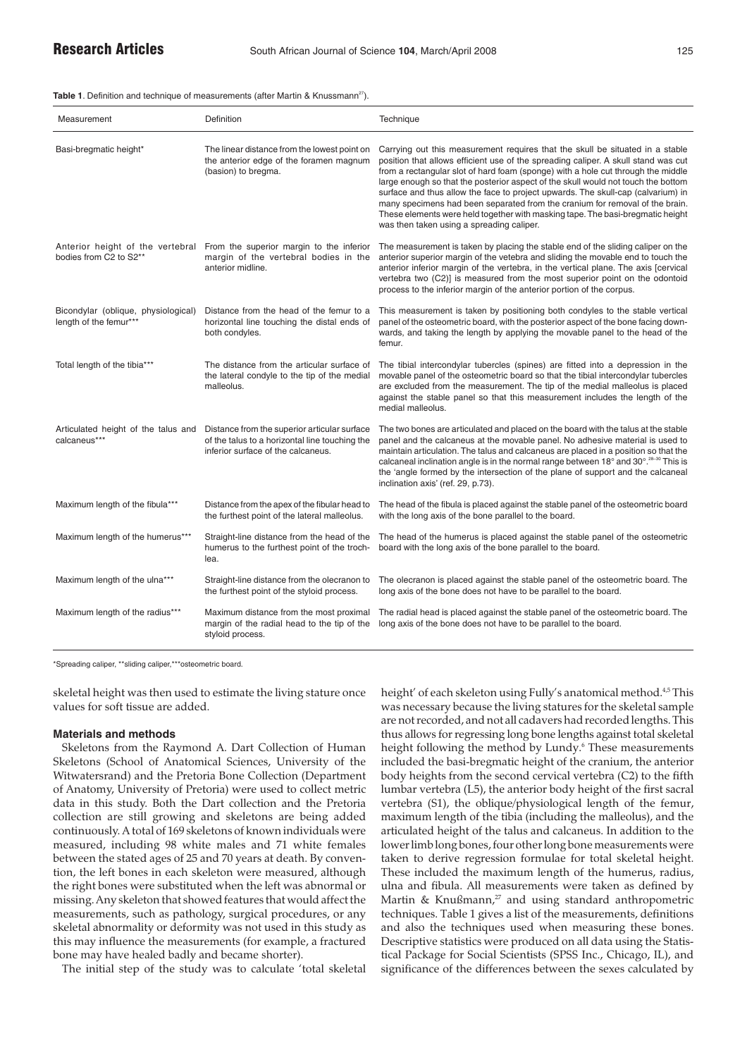**Table 1**. Definition and technique of measurements (after Martin & Knussmann[27]).

| Measurement | Definition | Technique |
|---|---|---|
| Basi-bregmatic height* | The linear distance from the lowest point on the anterior edge of the foramen magnum (basion) to bregma. | Carrying out this measurement requires that the skull be situated in a stable position that allows efficient use of the spreading caliper. A skull stand was cut from a rectangular slot of hard foam (sponge) with a hole cut through the middle large enough so that the posterior aspect of the skull would not touch the bottom surface and thus allow the face to project upwards. The skull-cap (calvarium) in many specimens had been separated from the cranium for removal of the brain. These elements were held together with masking tape. The basi-bregmatic height was then taken using a spreading caliper. |
| Anterior height of the vertebral bodies from C2 to S2** | From the superior margin to the inferior margin of the vertebral bodies in the anterior midline. | The measurement is taken by placing the stable end of the sliding caliper on the anterior superior margin of the vetebra and sliding the movable end to touch the anterior inferior margin of the vertebra, in the vertical plane. The axis [cervical vertebra two (C2)] is measured from the most superior point on the odontoid process to the inferior margin of the anterior portion of the corpus. |
| Bicondylar (oblique, physiological) length of the femur*** | Distance from the head of the femur to a horizontal line touching the distal ends of both condyles. | This measurement is taken by positioning both condyles to the stable vertical panel of the osteometric board, with the posterior aspect of the bone facing downwards, and taking the length by applying the movable panel to the head of the femur. |
| Total length of the tibia*** | The distance from the articular surface of the lateral condyle to the tip of the medial malleolus. | The tibial intercondylar tubercles (spines) are fitted into a depression in the movable panel of the osteometric board so that the tibial intercondylar tubercles are excluded from the measurement. The tip of the medial malleolus is placed against the stable panel so that this measurement includes the length of the medial malleolus. |
| Articulated height of the talus and calcaneus*** | Distance from the superior articular surface of the talus to a horizontal line touching the inferior surface of the calcaneus. | The two bones are articulated and placed on the board with the talus at the stable panel and the calcaneus at the movable panel. No adhesive material is used to maintain articulation. The talus and calcaneus are placed in a position so that the calcaneal inclination angle is in the normal range between 18° and 30°.[28–30] This is the 'angle formed by the intersection of the plane of support and the calcaneal inclination axis' (ref. 29, p.73). |
| Maximum length of the fibula*** | Distance from the apex of the fibular head to the furthest point of the lateral malleolus. | The head of the fibula is placed against the stable panel of the osteometric board with the long axis of the bone parallel to the board. |
| Maximum length of the humerus*** | Straight-line distance from the head of the humerus to the furthest point of the trochlea. | The head of the humerus is placed against the stable panel of the osteometric board with the long axis of the bone parallel to the board. |
| Maximum length of the ulna*** | Straight-line distance from the olecranon to the furthest point of the styloid process. | The olecranon is placed against the stable panel of the osteometric board. The long axis of the bone does not have to be parallel to the board. |
| Maximum length of the radius*** | Maximum distance from the most proximal margin of the radial head to the tip of the styloid process. | The radial head is placed against the stable panel of the osteometric board. The long axis of the bone does not have to be parallel to the board. |

*Spreading caliper, **sliding caliper,***osteometric board.

skeletal height was then used to estimate the living stature once values for soft tissue are added.

### Materials and methods

Skeletons from the Raymond A. Dart Collection of Human Skeletons (School of Anatomical Sciences, University of the Witwatersrand) and the Pretoria Bone Collection (Department of Anatomy, University of Pretoria) were used to collect metric data in this study. Both the Dart collection and the Pretoria collection are still growing and skeletons are being added continuously. A total of 169 skeletons of known individuals were measured, including 98 white males and 71 white females between the stated ages of 25 and 70 years at death. By convention, the left bones in each skeleton were measured, although the right bones were substituted when the left was abnormal or missing. Any skeleton that showed features that would affect the measurements, such as pathology, surgical procedures, or any skeletal abnormality or deformity was not used in this study as this may influence the measurements (for example, a fractured bone may have healed badly and became shorter).

The initial step of the study was to calculate 'total skeletal height' of each skeleton using Fully's anatomical method.[4,5] This was necessary because the living statures for the skeletal sample are not recorded, and not all cadavers had recorded lengths. This thus allows for regressing long bone lengths against total skeletal height following the method by Lundy.[6] These measurements included the basi-bregmatic height of the cranium, the anterior body heights from the second cervical vertebra (C2) to the fifth lumbar vertebra (L5), the anterior body height of the first sacral vertebra (S1), the oblique/physiological length of the femur, maximum length of the tibia (including the malleolus), and the articulated height of the talus and calcaneus. In addition to the lower limb long bones, four other long bone measurements were taken to derive regression formulae for total skeletal height. These included the maximum length of the humerus, radius, ulna and fibula. All measurements were taken as defined by Martin & Knußmann,[27] and using standard anthropometric techniques. Table 1 gives a list of the measurements, definitions and also the techniques used when measuring these bones. Descriptive statistics were produced on all data using the Statistical Package for Social Scientists (SPSS Inc., Chicago, IL), and significance of the differences between the sexes calculated by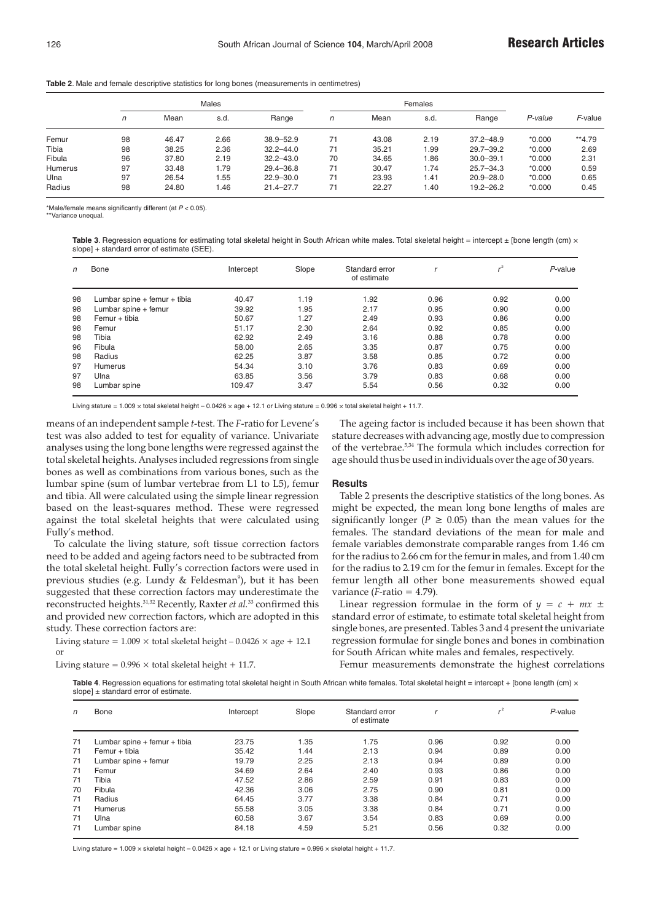**Table 2**. Male and female descriptive statistics for long bones (measurements in centimetres)

| | Males | | | | Females | | | | | |
|---|---|---|---|---|---|---|---|---|---|---|
| | $n$ | Mean | s.d. | Range | $n$ | Mean | s.d. | Range | *P-value* | *F*-value |
| Femur | 98 | 46.47 | 2.66 | 38.9–52.9 | 71 | 43.08 | 2.19 | 37.2–48.9 | *0.000 | **4.79 |
| Tibia | 98 | 38.25 | 2.36 | 32.2–44.0 | 71 | 35.21 | 1.99 | 29.7–39.2 | *0.000 | 2.69 |
| Fibula | 96 | 37.80 | 2.19 | 32.2–43.0 | 70 | 34.65 | 1.86 | 30.0–39.1 | *0.000 | 2.31 |
| Humerus | 97 | 33.48 | 1.79 | 29.4–36.8 | 71 | 30.47 | 1.74 | 25.7–34.3 | *0.000 | 0.59 |
| Ulna | 97 | 26.54 | 1.55 | 22.9–30.0 | 71 | 23.93 | 1.41 | 20.9–28.0 | *0.000 | 0.65 |
| Radius | 98 | 24.80 | 1.46 | 21.4–27.7 | 71 | 22.27 | 1.40 | 19.2–26.2 | *0.000 | 0.45 |

*Male/female means significantly different (at $P < 0.05$).
**Variance unequal.

**Table 3**. Regression equations for estimating total skeletal height in South African white males. Total skeletal height = intercept ± [bone length (cm) × slope] + standard error of estimate (SEE).

| $n$ | Bone | Intercept | Slope | Standard error of estimate | $r$ | $r^2$ | *P*-value |
|---|---|---|---|---|---|---|---|
| 98 | Lumbar spine + femur + tibia | 40.47 | 1.19 | 1.92 | 0.96 | 0.92 | 0.00 |
| 98 | Lumbar spine + femur | 39.92 | 1.95 | 2.17 | 0.95 | 0.90 | 0.00 |
| 98 | Femur + tibia | 50.67 | 1.27 | 2.49 | 0.93 | 0.86 | 0.00 |
| 98 | Femur | 51.17 | 2.30 | 2.64 | 0.92 | 0.85 | 0.00 |
| 98 | Tibia | 62.92 | 2.49 | 3.16 | 0.88 | 0.78 | 0.00 |
| 96 | Fibula | 58.00 | 2.65 | 3.35 | 0.87 | 0.75 | 0.00 |
| 98 | Radius | 62.25 | 3.87 | 3.58 | 0.85 | 0.72 | 0.00 |
| 97 | Humerus | 54.34 | 3.10 | 3.76 | 0.83 | 0.69 | 0.00 |
| 97 | Ulna | 63.85 | 3.56 | 3.79 | 0.83 | 0.68 | 0.00 |
| 98 | Lumbar spine | 109.47 | 3.47 | 5.54 | 0.56 | 0.32 | 0.00 |

Living stature = 1.009 × total skeletal height – 0.0426 × age + 12.1 or Living stature = 0.996 × total skeletal height + 11.7.

means of an independent sample *t*-test. The *F*-ratio for Levene's test was also added to test for equality of variance. Univariate analyses using the long bone lengths were regressed against the total skeletal heights. Analyses included regressions from single bones as well as combinations from various bones, such as the lumbar spine (sum of lumbar vertebrae from L1 to L5), femur and tibia. All were calculated using the simple linear regression based on the least-squares method. These were regressed against the total skeletal heights that were calculated using Fully's method.

To calculate the living stature, soft tissue correction factors need to be added and ageing factors need to be subtracted from the total skeletal height. Fully's correction factors were used in previous studies (e.g. Lundy & Feldesman[9]), but it has been suggested that these correction factors may underestimate the reconstructed heights.[31,32] Recently, Raxter *et al.*[33] confirmed this and provided new correction factors, which are adopted in this study. These correction factors are:

Living stature = 1.009 × total skeletal height – 0.0426 × age + 12.1 or

Living stature = 0.996 × total skeletal height + 11.7.

The ageing factor is included because it has been shown that stature decreases with advancing age, mostly due to compression of the vertebrae.[5,34] The formula which includes correction for age should thus be used in individuals over the age of 30 years.

## Results

Table 2 presents the descriptive statistics of the long bones. As might be expected, the mean long bone lengths of males are significantly longer ($P \geq 0.05$) than the mean values for the females. The standard deviations of the mean for male and female variables demonstrate comparable ranges from 1.46 cm for the radius to 2.66 cm for the femur in males, and from 1.40 cm for the radius to 2.19 cm for the femur in females. Except for the femur length all other bone measurements showed equal variance (*F*-ratio = 4.79).

Linear regression formulae in the form of $y = c + mx \pm$ standard error of estimate, to estimate total skeletal height from single bones, are presented. Tables 3 and 4 present the univariate regression formulae for single bones and bones in combination for South African white males and females, respectively.

Femur measurements demonstrate the highest correlations

**Table 4**. Regression equations for estimating total skeletal height in South African white females. Total skeletal height = intercept + [bone length (cm) × slope] ± standard error of estimate.

| $n$ | Bone | Intercept | Slope | Standard error of estimate | $r$ | $r^2$ | *P*-value |
|---|---|---|---|---|---|---|---|
| 71 | Lumbar spine + femur + tibia | 23.75 | 1.35 | 1.75 | 0.96 | 0.92 | 0.00 |
| 71 | Femur + tibia | 35.42 | 1.44 | 2.13 | 0.94 | 0.89 | 0.00 |
| 71 | Lumbar spine + femur | 19.79 | 2.25 | 2.13 | 0.94 | 0.89 | 0.00 |
| 71 | Femur | 34.69 | 2.64 | 2.40 | 0.93 | 0.86 | 0.00 |
| 71 | Tibia | 47.52 | 2.86 | 2.59 | 0.91 | 0.83 | 0.00 |
| 70 | Fibula | 42.36 | 3.06 | 2.75 | 0.90 | 0.81 | 0.00 |
| 71 | Radius | 64.45 | 3.77 | 3.38 | 0.84 | 0.71 | 0.00 |
| 71 | Humerus | 55.58 | 3.05 | 3.38 | 0.84 | 0.71 | 0.00 |
| 71 | Ulna | 60.58 | 3.67 | 3.54 | 0.83 | 0.69 | 0.00 |
| 71 | Lumbar spine | 84.18 | 4.59 | 5.21 | 0.56 | 0.32 | 0.00 |

Living stature = 1.009 × skeletal height – 0.0426 × age + 12.1 or Living stature = 0.996 × skeletal height + 11.7.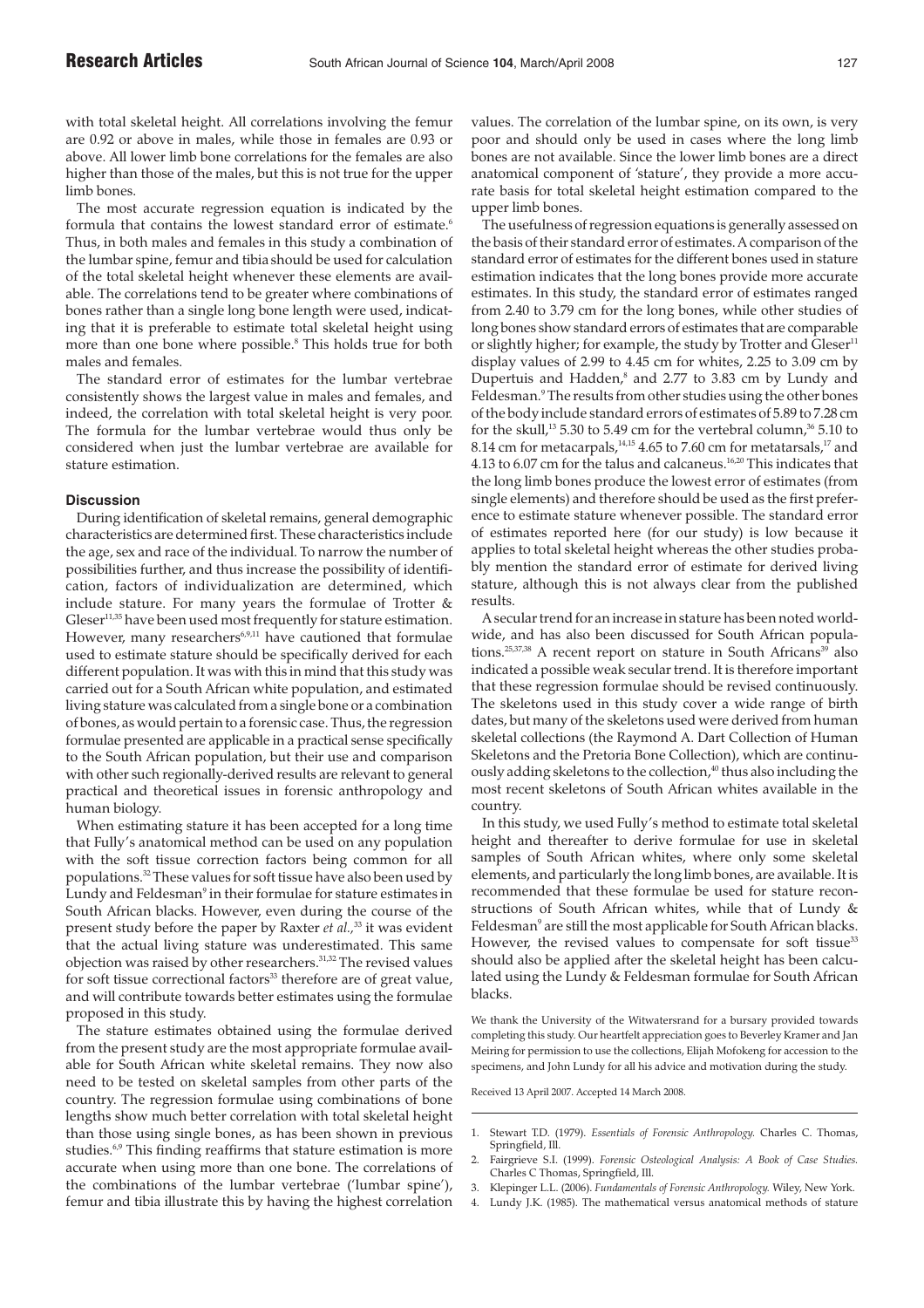with total skeletal height. All correlations involving the femur are 0.92 or above in males, while those in females are 0.93 or above. All lower limb bone correlations for the females are also higher than those of the males, but this is not true for the upper limb bones.

The most accurate regression equation is indicated by the formula that contains the lowest standard error of estimate.[6] Thus, in both males and females in this study a combination of the lumbar spine, femur and tibia should be used for calculation of the total skeletal height whenever these elements are available. The correlations tend to be greater where combinations of bones rather than a single long bone length were used, indicating that it is preferable to estimate total skeletal height using more than one bone where possible.[8] This holds true for both males and females.

The standard error of estimates for the lumbar vertebrae consistently shows the largest value in males and females, and indeed, the correlation with total skeletal height is very poor. The formula for the lumbar vertebrae would thus only be considered when just the lumbar vertebrae are available for stature estimation.

## Discussion

During identification of skeletal remains, general demographic characteristics are determined first. These characteristics include the age, sex and race of the individual. To narrow the number of possibilities further, and thus increase the possibility of identification, factors of individualization are determined, which include stature. For many years the formulae of Trotter & Gleser[11,35] have been used most frequently for stature estimation. However, many researchers[6,9,11] have cautioned that formulae used to estimate stature should be specifically derived for each different population. It was with this in mind that this study was carried out for a South African white population, and estimated living stature was calculated from a single bone or a combination of bones, as would pertain to a forensic case. Thus, the regression formulae presented are applicable in a practical sense specifically to the South African population, but their use and comparison with other such regionally-derived results are relevant to general practical and theoretical issues in forensic anthropology and human biology.

When estimating stature it has been accepted for a long time that Fully's anatomical method can be used on any population with the soft tissue correction factors being common for all populations.[32] These values for soft tissue have also been used by Lundy and Feldesman[9] in their formulae for stature estimates in South African blacks. However, even during the course of the present study before the paper by Raxter *et al.*,[33] it was evident that the actual living stature was underestimated. This same objection was raised by other researchers.[31,32] The revised values for soft tissue correctional factors[33] therefore are of great value, and will contribute towards better estimates using the formulae proposed in this study.

The stature estimates obtained using the formulae derived from the present study are the most appropriate formulae available for South African white skeletal remains. They now also need to be tested on skeletal samples from other parts of the country. The regression formulae using combinations of bone lengths show much better correlation with total skeletal height than those using single bones, as has been shown in previous studies.[6,9] This finding reaffirms that stature estimation is more accurate when using more than one bone. The correlations of the combinations of the lumbar vertebrae ('lumbar spine'), femur and tibia illustrate this by having the highest correlation values. The correlation of the lumbar spine, on its own, is very poor and should only be used in cases where the long limb bones are not available. Since the lower limb bones are a direct anatomical component of 'stature', they provide a more accurate basis for total skeletal height estimation compared to the upper limb bones.

The usefulness of regression equations is generally assessed on the basis of their standard error of estimates. A comparison of the standard error of estimates for the different bones used in stature estimation indicates that the long bones provide more accurate estimates. In this study, the standard error of estimates ranged from 2.40 to 3.79 cm for the long bones, while other studies of long bones show standard errors of estimates that are comparable or slightly higher; for example, the study by Trotter and Gleser[11] display values of 2.99 to 4.45 cm for whites, 2.25 to 3.09 cm by Dupertuis and Hadden,[8] and 2.77 to 3.83 cm by Lundy and Feldesman.[9] The results from other studies using the other bones of the body include standard errors of estimates of 5.89 to 7.28 cm for the skull,[13] 5.30 to 5.49 cm for the vertebral column,[36] 5.10 to 8.14 cm for metacarpals,[14,15] 4.65 to 7.60 cm for metatarsals,[17] and 4.13 to 6.07 cm for the talus and calcaneus.[16,20] This indicates that the long limb bones produce the lowest error of estimates (from single elements) and therefore should be used as the first preference to estimate stature whenever possible. The standard error of estimates reported here (for our study) is low because it applies to total skeletal height whereas the other studies probably mention the standard error of estimate for derived living stature, although this is not always clear from the published results.

A secular trend for an increase in stature has been noted worldwide, and has also been discussed for South African populations.[25,37,38] A recent report on stature in South Africans[39] also indicated a possible weak secular trend. It is therefore important that these regression formulae should be revised continuously. The skeletons used in this study cover a wide range of birth dates, but many of the skeletons used were derived from human skeletal collections (the Raymond A. Dart Collection of Human Skeletons and the Pretoria Bone Collection), which are continuously adding skeletons to the collection,[40] thus also including the most recent skeletons of South African whites available in the country.

In this study, we used Fully's method to estimate total skeletal height and thereafter to derive formulae for use in skeletal samples of South African whites, where only some skeletal elements, and particularly the long limb bones, are available. It is recommended that these formulae be used for stature reconstructions of South African whites, while that of Lundy & Feldesman[9] are still the most applicable for South African blacks. However, the revised values to compensate for soft tissue[33] should also be applied after the skeletal height has been calculated using the Lundy & Feldesman formulae for South African blacks.

We thank the University of the Witwatersrand for a bursary provided towards completing this study. Our heartfelt appreciation goes to Beverley Kramer and Jan Meiring for permission to use the collections, Elijah Mofokeng for accession to the specimens, and John Lundy for all his advice and motivation during the study.

Received 13 April 2007. Accepted 14 March 2008.

1. Stewart T.D. (1979). *Essentials of Forensic Anthropology.* Charles C. Thomas, Springfield, Ill.
2. Fairgrieve S.I. (1999). *Forensic Osteological Analysis: A Book of Case Studies.* Charles C Thomas, Springfield, Ill.
3. Klepinger L.L. (2006). *Fundamentals of Forensic Anthropology.* Wiley, New York.
4. Lundy J.K. (1985). The mathematical versus anatomical methods of stature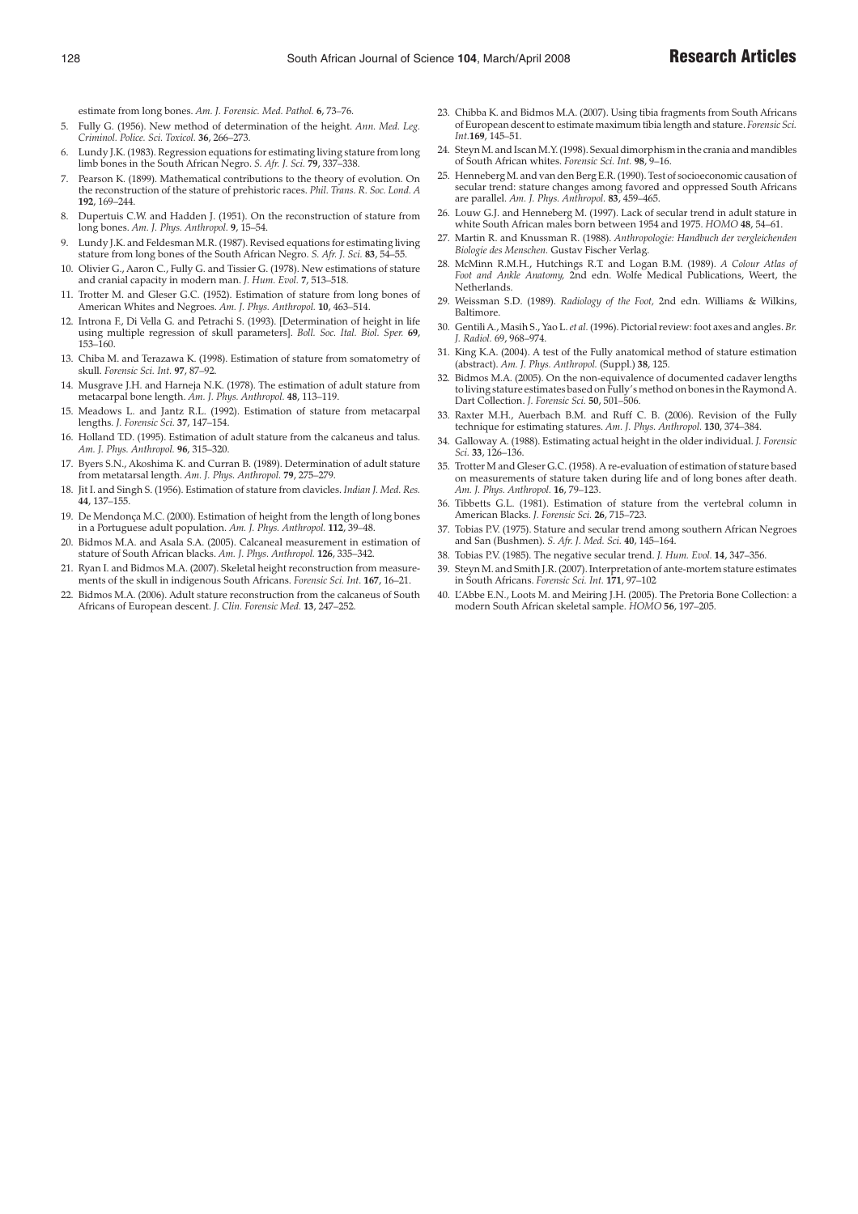estimate from long bones. *Am. J. Forensic. Med. Pathol.* **6**, 73–76.

5. Fully G. (1956). New method of determination of the height. *Ann. Med. Leg. Criminol. Police. Sci. Toxicol.* **36**, 266–273.
6. Lundy J.K. (1983). Regression equations for estimating living stature from long limb bones in the South African Negro. *S. Afr. J. Sci.* **79**, 337–338.
7. Pearson K. (1899). Mathematical contributions to the theory of evolution. On the reconstruction of the stature of prehistoric races. *Phil. Trans. R. Soc. Lond. A* **192**, 169–244.
8. Dupertuis C.W. and Hadden J. (1951). On the reconstruction of stature from long bones. *Am. J. Phys. Anthropol.* **9**, 15–54.
9. Lundy J.K. and Feldesman M.R. (1987). Revised equations for estimating living stature from long bones of the South African Negro. *S. Afr. J. Sci.* **83**, 54–55.
10. Olivier G., Aaron C., Fully G. and Tissier G. (1978). New estimations of stature and cranial capacity in modern man. *J. Hum. Evol.* **7**, 513–518.
11. Trotter M. and Gleser G.C. (1952). Estimation of stature from long bones of American Whites and Negroes. *Am. J. Phys. Anthropol.* **10**, 463–514.
12. Introna F., Di Vella G. and Petrachi S. (1993). [Determination of height in life using multiple regression of skull parameters]. *Boll. Soc. Ital. Biol. Sper.* **69**, 153–160.
13. Chiba M. and Terazawa K. (1998). Estimation of stature from somatometry of skull. *Forensic Sci. Int.* **97**, 87–92.
14. Musgrave J.H. and Harneja N.K. (1978). The estimation of adult stature from metacarpal bone length. *Am. J. Phys. Anthropol.* **48**, 113–119.
15. Meadows L. and Jantz R.L. (1992). Estimation of stature from metacarpal lengths. *J. Forensic Sci.* **37**, 147–154.
16. Holland T.D. (1995). Estimation of adult stature from the calcaneus and talus. *Am. J. Phys. Anthropol.* **96**, 315–320.
17. Byers S.N., Akoshima K. and Curran B. (1989). Determination of adult stature from metatarsal length. *Am. J. Phys. Anthropol.* **79**, 275–279.
18. Jit I. and Singh S. (1956). Estimation of stature from clavicles. *Indian J. Med. Res.* **44**, 137–155.
19. De Mendonça M.C. (2000). Estimation of height from the length of long bones in a Portuguese adult population. *Am. J. Phys. Anthropol.* **112**, 39–48.
20. Bidmos M.A. and Asala S.A. (2005). Calcaneal measurement in estimation of stature of South African blacks. *Am. J. Phys. Anthropol.* **126**, 335–342.
21. Ryan I. and Bidmos M.A. (2007). Skeletal height reconstruction from measurements of the skull in indigenous South Africans. *Forensic Sci. Int.* **167**, 16–21.
22. Bidmos M.A. (2006). Adult stature reconstruction from the calcaneus of South Africans of European descent. *J. Clin. Forensic Med.* **13**, 247–252.
23. Chibba K. and Bidmos M.A. (2007). Using tibia fragments from South Africans of European descent to estimate maximum tibia length and stature. *Forensic Sci. Int.* **169**, 145–51.
24. Steyn M. and Iscan M.Y. (1998). Sexual dimorphism in the crania and mandibles of South African whites. *Forensic Sci. Int.* **98**, 9–16.
25. Henneberg M. and van den Berg E.R. (1990). Test of socioeconomic causation of secular trend: stature changes among favored and oppressed South Africans are parallel. *Am. J. Phys. Anthropol.* **83**, 459–465.
26. Louw G.J. and Henneberg M. (1997). Lack of secular trend in adult stature in white South African males born between 1954 and 1975. *HOMO* **48**, 54–61.
27. Martin R. and Knussman R. (1988). *Anthropologie: Handbuch der vergleichenden Biologie des Menschen.* Gustav Fischer Verlag.
28. McMinn R.M.H., Hutchings R.T. and Logan B.M. (1989). *A Colour Atlas of Foot and Ankle Anatomy,* 2nd edn. Wolfe Medical Publications, Weert, the Netherlands.
29. Weissman S.D. (1989). *Radiology of the Foot*, 2nd edn. Williams & Wilkins, Baltimore.
30. Gentili A., Masih S., Yao L. *et al.* (1996). Pictorial review: foot axes and angles. *Br. J. Radiol.* 69, 968–974.
31. King K.A. (2004). A test of the Fully anatomical method of stature estimation (abstract). *Am. J. Phys. Anthropol.* (Suppl.) **38**, 125.
32. Bidmos M.A. (2005). On the non-equivalence of documented cadaver lengths to living stature estimates based on Fully's method on bones in the Raymond A. Dart Collection. *J. Forensic Sci.* **50**, 501–506.
33. Raxter M.H., Auerbach B.M. and Ruff C. B. (2006). Revision of the Fully technique for estimating statures. *Am. J. Phys. Anthropol.* **130**, 374–384.
34. Galloway A. (1988). Estimating actual height in the older individual. *J. Forensic Sci.* **33**, 126–136.
35. Trotter M and Gleser G.C. (1958). A re-evaluation of estimation of stature based on measurements of stature taken during life and of long bones after death. *Am. J. Phys. Anthropol.* **16**, 79–123.
36. Tibbetts G.L. (1981). Estimation of stature from the vertebral column in American Blacks. *J. Forensic Sci.* **26**, 715–723.
37. Tobias P.V. (1975). Stature and secular trend among southern African Negroes and San (Bushmen). *S. Afr. J. Med. Sci.* **40**, 145–164.
38. Tobias P.V. (1985). The negative secular trend. *J. Hum. Evol.* **14**, 347–356.
39. Steyn M. and Smith J.R. (2007). Interpretation of ante-mortem stature estimates in South Africans. *Forensic Sci. Int.* **171**, 97–102
40. L'Abbe E.N., Loots M. and Meiring J.H. (2005). The Pretoria Bone Collection: a modern South African skeletal sample. *HOMO* **56**, 197–205.